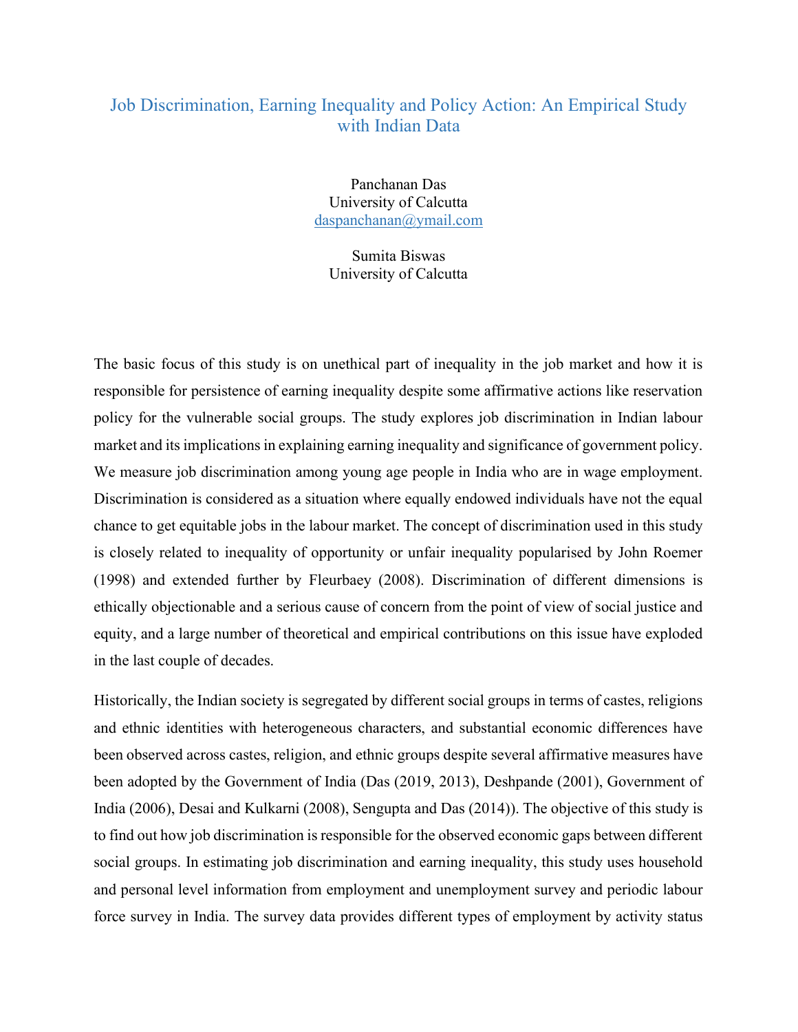# Job Discrimination, Earning Inequality and Policy Action: An Empirical Study with Indian Data

Panchanan Das
University of Calcutta
daspanchanan@ymail.com

Sumita Biswas
University of Calcutta

The basic focus of this study is on unethical part of inequality in the job market and how it is responsible for persistence of earning inequality despite some affirmative actions like reservation policy for the vulnerable social groups. The study explores job discrimination in Indian labour market and its implications in explaining earning inequality and significance of government policy. We measure job discrimination among young age people in India who are in wage employment. Discrimination is considered as a situation where equally endowed individuals have not the equal chance to get equitable jobs in the labour market. The concept of discrimination used in this study is closely related to inequality of opportunity or unfair inequality popularised by John Roemer (1998) and extended further by Fleurbaey (2008). Discrimination of different dimensions is ethically objectionable and a serious cause of concern from the point of view of social justice and equity, and a large number of theoretical and empirical contributions on this issue have exploded in the last couple of decades.

Historically, the Indian society is segregated by different social groups in terms of castes, religions and ethnic identities with heterogeneous characters, and substantial economic differences have been observed across castes, religion, and ethnic groups despite several affirmative measures have been adopted by the Government of India (Das (2019, 2013), Deshpande (2001), Government of India (2006), Desai and Kulkarni (2008), Sengupta and Das (2014)). The objective of this study is to find out how job discrimination is responsible for the observed economic gaps between different social groups. In estimating job discrimination and earning inequality, this study uses household and personal level information from employment and unemployment survey and periodic labour force survey in India. The survey data provides different types of employment by activity status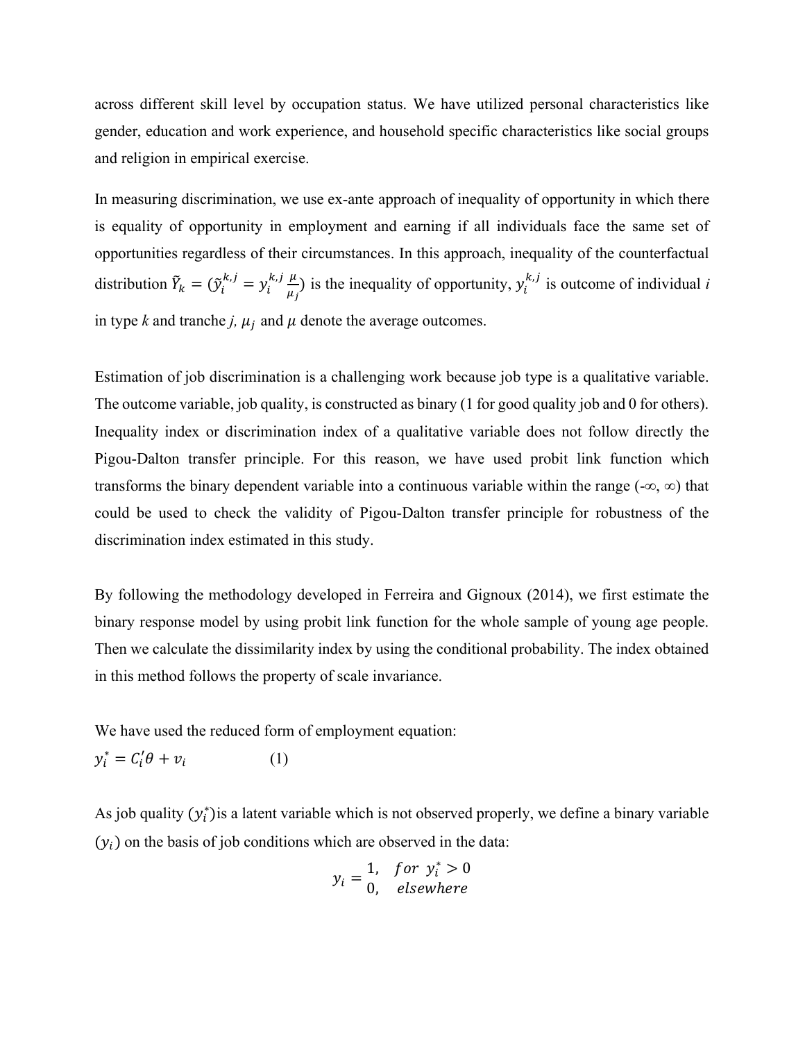across different skill level by occupation status. We have utilized personal characteristics like gender, education and work experience, and household specific characteristics like social groups and religion in empirical exercise.

In measuring discrimination, we use ex-ante approach of inequality of opportunity in which there is equality of opportunity in employment and earning if all individuals face the same set of opportunities regardless of their circumstances. In this approach, inequality of the counterfactual distribution $\tilde{Y}_k = (\tilde{y}_i^{k,j} = y_i^{k,j} \frac{\mu}{\mu_j})$ is the inequality of opportunity, $y_i^{k,j}$ is outcome of individual *i* in type *k* and tranche *j*, $\mu_j$ and $\mu$ denote the average outcomes.

Estimation of job discrimination is a challenging work because job type is a qualitative variable. The outcome variable, job quality, is constructed as binary (1 for good quality job and 0 for others). Inequality index or discrimination index of a qualitative variable does not follow directly the Pigou-Dalton transfer principle. For this reason, we have used probit link function which transforms the binary dependent variable into a continuous variable within the range (-∞, ∞) that could be used to check the validity of Pigou-Dalton transfer principle for robustness of the discrimination index estimated in this study.

By following the methodology developed in Ferreira and Gignoux (2014), we first estimate the binary response model by using probit link function for the whole sample of young age people. Then we calculate the dissimilarity index by using the conditional probability. The index obtained in this method follows the property of scale invariance.

We have used the reduced form of employment equation:

$$y_i^* = C_i'\theta + v_i \qquad (1)$$

As job quality $(y_i^*)$ is a latent variable which is not observed properly, we define a binary variable $(y_i)$ on the basis of job conditions which are observed in the data:

$$y_i = \begin{matrix} 1, & for\ y_i^* > 0 \\ 0, & elsewhere \end{matrix}$$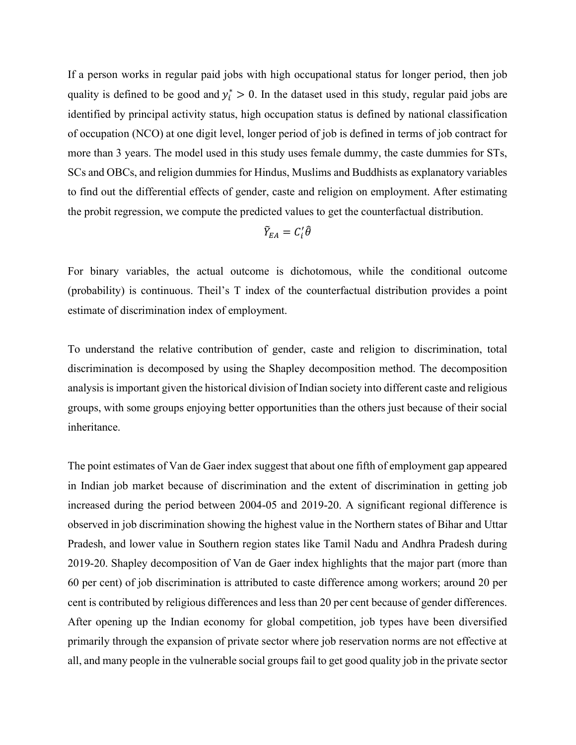If a person works in regular paid jobs with high occupational status for longer period, then job quality is defined to be good and $y_i^* > 0$. In the dataset used in this study, regular paid jobs are identified by principal activity status, high occupation status is defined by national classification of occupation (NCO) at one digit level, longer period of job is defined in terms of job contract for more than 3 years. The model used in this study uses female dummy, the caste dummies for STs, SCs and OBCs, and religion dummies for Hindus, Muslims and Buddhists as explanatory variables to find out the differential effects of gender, caste and religion on employment. After estimating the probit regression, we compute the predicted values to get the counterfactual distribution.

$$\tilde{Y}_{EA} = C_i'\hat{\theta}$$

For binary variables, the actual outcome is dichotomous, while the conditional outcome (probability) is continuous. Theil's T index of the counterfactual distribution provides a point estimate of discrimination index of employment.

To understand the relative contribution of gender, caste and religion to discrimination, total discrimination is decomposed by using the Shapley decomposition method. The decomposition analysis is important given the historical division of Indian society into different caste and religious groups, with some groups enjoying better opportunities than the others just because of their social inheritance.

The point estimates of Van de Gaer index suggest that about one fifth of employment gap appeared in Indian job market because of discrimination and the extent of discrimination in getting job increased during the period between 2004-05 and 2019-20. A significant regional difference is observed in job discrimination showing the highest value in the Northern states of Bihar and Uttar Pradesh, and lower value in Southern region states like Tamil Nadu and Andhra Pradesh during 2019-20. Shapley decomposition of Van de Gaer index highlights that the major part (more than 60 per cent) of job discrimination is attributed to caste difference among workers; around 20 per cent is contributed by religious differences and less than 20 per cent because of gender differences. After opening up the Indian economy for global competition, job types have been diversified primarily through the expansion of private sector where job reservation norms are not effective at all, and many people in the vulnerable social groups fail to get good quality job in the private sector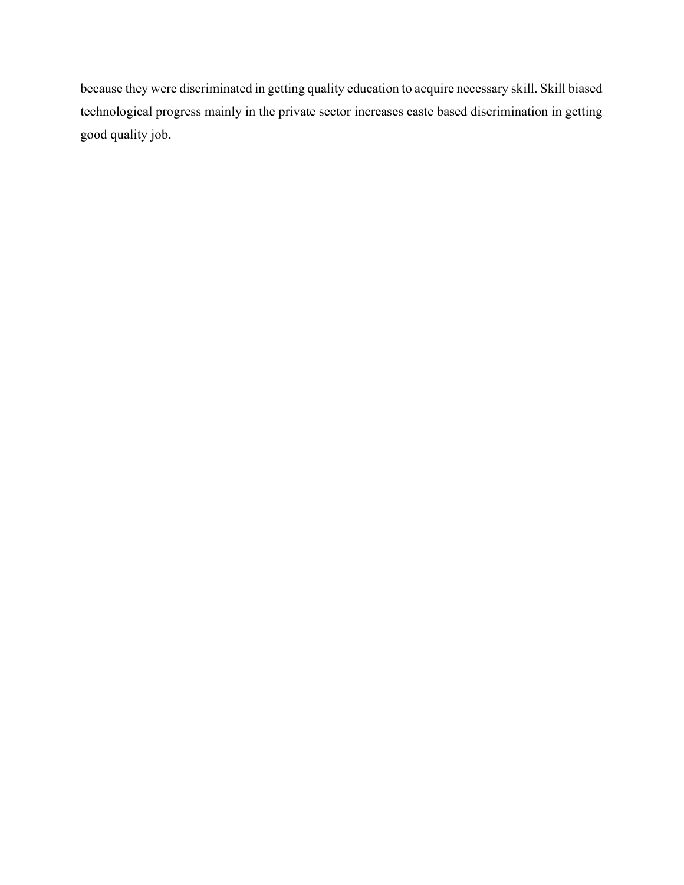because they were discriminated in getting quality education to acquire necessary skill. Skill biased technological progress mainly in the private sector increases caste based discrimination in getting good quality job.